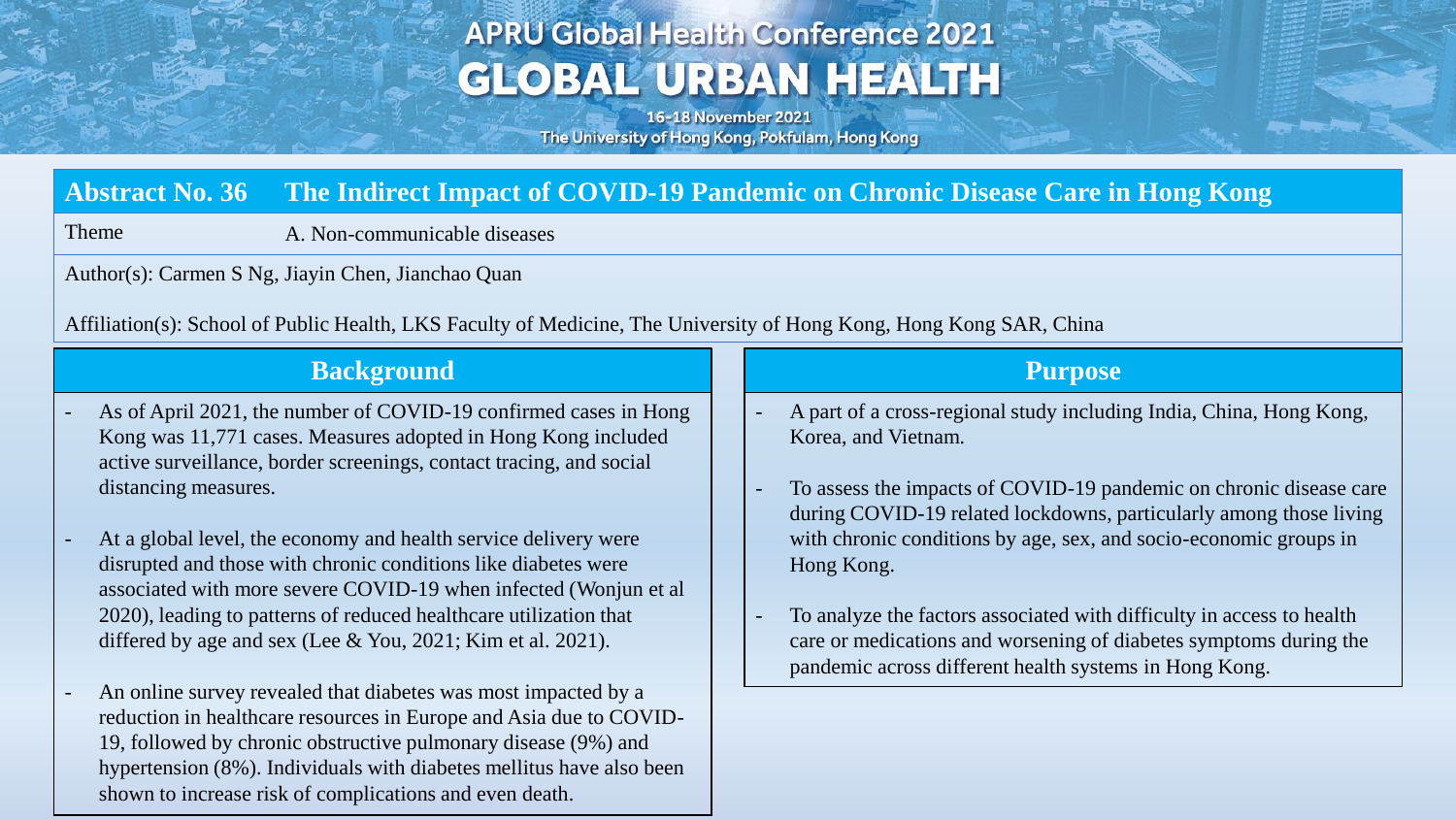# APRU Global Health Conference 2021

# GLOBAL URBAN HEALTH

16-18 November 2021

The University of Hong Kong, Pokfulam, Hong Kong

## Abstract No. 36 The Indirect Impact of COVID-19 Pandemic on Chronic Disease Care in Hong Kong

Theme: A. Non-communicable diseases

Author(s): Carmen S Ng, Jiayin Chen, Jianchao Quan

Affiliation(s): School of Public Health, LKS Faculty of Medicine, The University of Hong Kong, Hong Kong SAR, China

### Background

- As of April 2021, the number of COVID-19 confirmed cases in Hong Kong was 11,771 cases. Measures adopted in Hong Kong included active surveillance, border screenings, contact tracing, and social distancing measures.
- At a global level, the economy and health service delivery were disrupted and those with chronic conditions like diabetes were associated with more severe COVID-19 when infected (Wonjun et al 2020), leading to patterns of reduced healthcare utilization that differed by age and sex (Lee & You, 2021; Kim et al. 2021).
- An online survey revealed that diabetes was most impacted by a reduction in healthcare resources in Europe and Asia due to COVID-19, followed by chronic obstructive pulmonary disease (9%) and hypertension (8%). Individuals with diabetes mellitus have also been shown to increase risk of complications and even death.

### Purpose

- A part of a cross-regional study including India, China, Hong Kong, Korea, and Vietnam.
- To assess the impacts of COVID-19 pandemic on chronic disease care during COVID-19 related lockdowns, particularly among those living with chronic conditions by age, sex, and socio-economic groups in Hong Kong.
- To analyze the factors associated with difficulty in access to health care or medications and worsening of diabetes symptoms during the pandemic across different health systems in Hong Kong.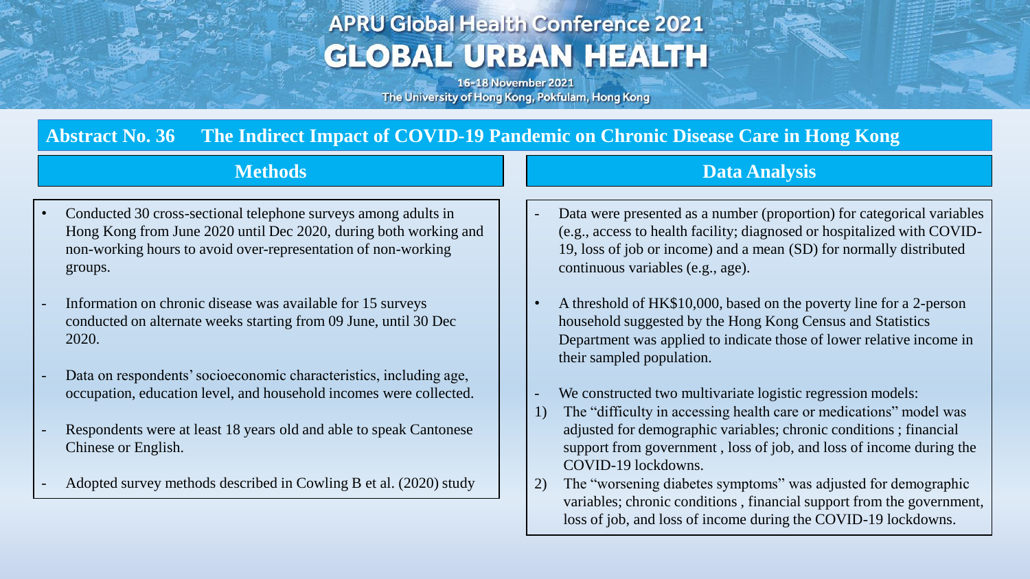# Abstract No. 36 The Indirect Impact of COVID-19 Pandemic on Chronic Disease Care in Hong Kong

## Methods

- Conducted 30 cross-sectional telephone surveys among adults in Hong Kong from June 2020 until Dec 2020, during both working and non-working hours to avoid over-representation of non-working groups.

- Information on chronic disease was available for 15 surveys conducted on alternate weeks starting from 09 June, until 30 Dec 2020.

- Data on respondents' socioeconomic characteristics, including age, occupation, education level, and household incomes were collected.

- Respondents were at least 18 years old and able to speak Cantonese Chinese or English.

- Adopted survey methods described in Cowling B et al. (2020) study

## Data Analysis

- Data were presented as a number (proportion) for categorical variables (e.g., access to health facility; diagnosed or hospitalized with COVID-19, loss of job or income) and a mean (SD) for normally distributed continuous variables (e.g., age).

- A threshold of HK$10,000, based on the poverty line for a 2-person household suggested by the Hong Kong Census and Statistics Department was applied to indicate those of lower relative income in their sampled population.

- We constructed two multivariate logistic regression models:

1) The "difficulty in accessing health care or medications" model was adjusted for demographic variables; chronic conditions ; financial support from government , loss of job, and loss of income during the COVID-19 lockdowns.
2) The "worsening diabetes symptoms" was adjusted for demographic variables; chronic conditions , financial support from the government, loss of job, and loss of income during the COVID-19 lockdowns.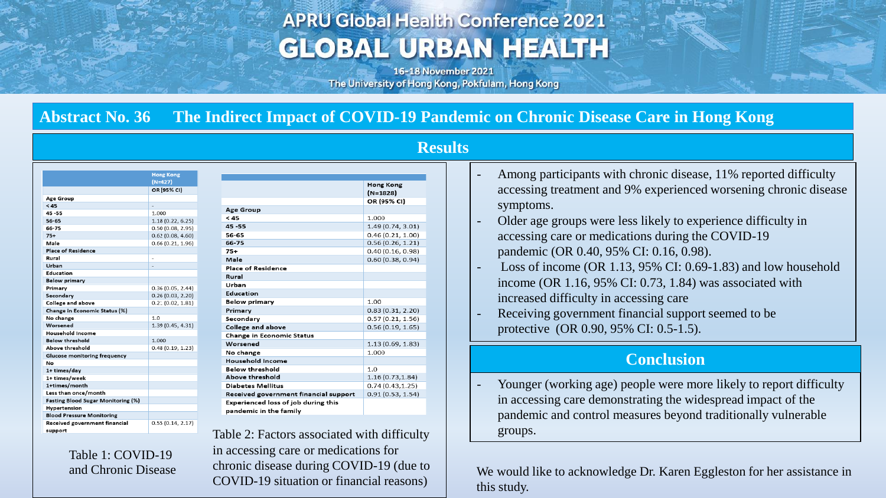# APRU Global Health Conference 2021

# GLOBAL URBAN HEALTH

16-18 November 2021

The University of Hong Kong, Pokfulam, Hong Kong

## Abstract No. 36 The Indirect Impact of COVID-19 Pandemic on Chronic Disease Care in Hong Kong

## Results

| | Hong Kong (N=427) |
|---|---|
| | OR (95% CI) |
| **Age Group** | |
| < 45 | - |
| 45 -55 | 1.000 |
| 56-65 | 1.18 (0.22, 6.25) |
| 66-75 | 0.50 (0.08, 2.95) |
| 75+ | 0.62 (0.08, 4.60) |
| Male | 0.66 (0.21, 1.96) |
| **Place of Residence** | |
| Rural | - |
| Urban | - |
| **Education** | |
| Below primary | |
| Primary | 0.36 (0.05, 2.44) |
| Secondary | 0.26 (0.03, 2.20) |
| College and above | 0.21 (0.02, 1.81) |
| **Change in Economic Status (%)** | |
| No change | 1.0 |
| Worsened | 1.39 (0.45, 4.31) |
| **Household Income** | |
| Below threshold | 1.000 |
| Above threshold | 0.48 (0.19, 1.23) |
| **Glucose monitoring frequency** | |
| No | |
| 1+ times/day | |
| 1+ times/week | |
| 1+times/month | |
| Less than once/month | |
| **Fasting Blood Sugar Monitoring (%)** | |
| Hypertension | |
| Blood Pressure Monitoring | |
| Received government financial support | 0.55 (0.14, 2.17) |

Table 1: COVID-19 and Chronic Disease

| | Hong Kong (N=1828) |
|---|---|
| | OR (95% CI) |
| **Age Group** | |
| < 45 | 1.000 |
| 45 -55 | 1.49 (0.74, 3.01) |
| 56-65 | 0.46 (0.21, 1.00) |
| 66-75 | 0.56 (0.26, 1.21) |
| 75+ | 0.40 (0.16, 0.98) |
| Male | 0.60 (0.38, 0.94) |
| **Place of Residence** | |
| Rural | |
| Urban | |
| **Education** | |
| Below primary | 1.00 |
| Primary | 0.83 (0.31, 2.20) |
| Secondary | 0.57 (0.21, 1.56) |
| College and above | 0.56 (0.19, 1.65) |
| **Change in Economic Status** | |
| Worsened | 1.13 (0.69, 1.83) |
| No change | 1.000 |
| **Household Income** | |
| Below threshold | 1.0 |
| Above threshold | 1.16 (0.73,1.84) |
| Diabetes Mellitus | 0.74 (0.43,1.25) |
| Received government financial support | 0.91 (0.53, 1.54) |
| Experienced loss of job during this pandemic in the family | |

Table 2: Factors associated with difficulty in accessing care or medications for chronic disease during COVID-19 (due to COVID-19 situation or financial reasons)

- Among participants with chronic disease, 11% reported difficulty accessing treatment and 9% experienced worsening chronic disease symptoms.
- Older age groups were less likely to experience difficulty in accessing care or medications during the COVID-19 pandemic (OR 0.40, 95% CI: 0.16, 0.98).
- Loss of income (OR 1.13, 95% CI: 0.69-1.83) and low household income (OR 1.16, 95% CI: 0.73, 1.84) was associated with increased difficulty in accessing care
- Receiving government financial support seemed to be protective (OR 0.90, 95% CI: 0.5-1.5).

## Conclusion

- Younger (working age) people were more likely to report difficulty in accessing care demonstrating the widespread impact of the pandemic and control measures beyond traditionally vulnerable groups.

We would like to acknowledge Dr. Karen Eggleston for her assistance in this study.